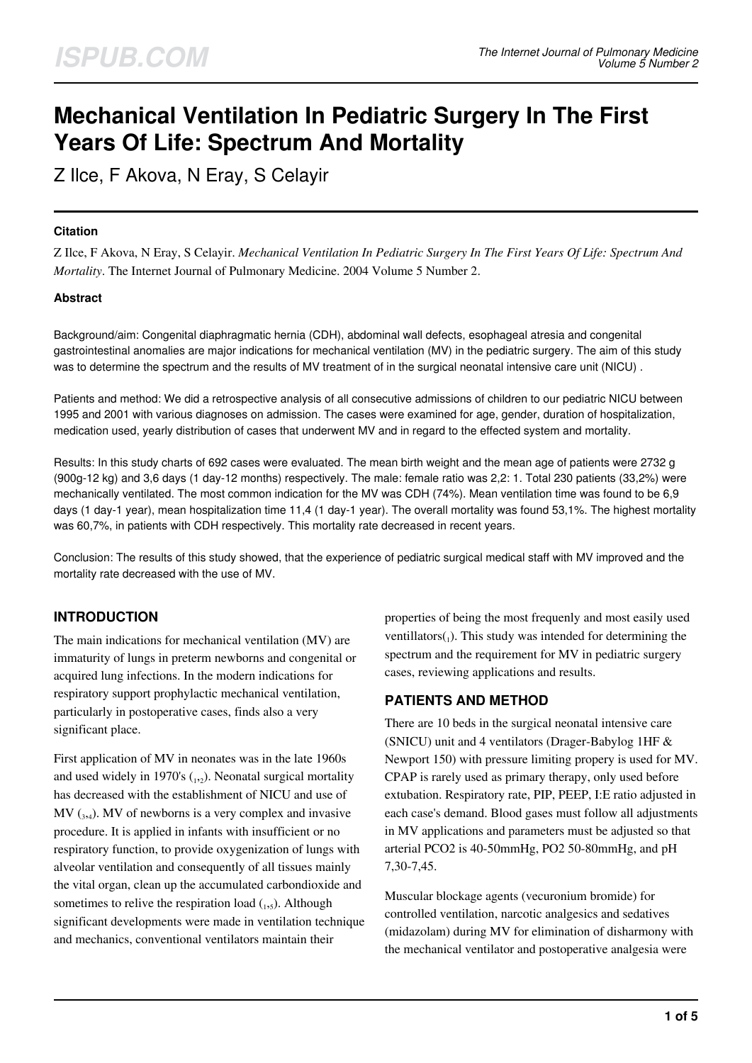# Mechanical Ventilation In Pediatric Surgery In The First Years Of Life: Spectrum And Mortality

Z Ilce, F Akova, N Eray, S Celayir

### Citation

Z Ilce, F Akova, N Eray, S Celayir. *Mechanical Ventilation In Pediatric Surgery In The First Years Of Life: Spectrum And Mortality*. The Internet Journal of Pulmonary Medicine. 2004 Volume 5 Number 2.

### Abstract

Background/aim: Congenital diaphragmatic hernia (CDH), abdominal wall defects, esophageal atresia and congenital gastrointestinal anomalies are major indications for mechanical ventilation (MV) in the pediatric surgery. The aim of this study was to determine the spectrum and the results of MV treatment of in the surgical neonatal intensive care unit (NICU) .

Patients and method: We did a retrospective analysis of all consecutive admissions of children to our pediatric NICU between 1995 and 2001 with various diagnoses on admission. The cases were examined for age, gender, duration of hospitalization, medication used, yearly distribution of cases that underwent MV and in regard to the effected system and mortality.

Results: In this study charts of 692 cases were evaluated. The mean birth weight and the mean age of patients were 2732 g (900g-12 kg) and 3,6 days (1 day-12 months) respectively. The male: female ratio was 2,2: 1. Total 230 patients (33,2%) were mechanically ventilated. The most common indication for the MV was CDH (74%). Mean ventilation time was found to be 6,9 days (1 day-1 year), mean hospitalization time 11,4 (1 day-1 year). The overall mortality was found 53,1%. The highest mortality was 60,7%, in patients with CDH respectively. This mortality rate decreased in recent years.

Conclusion: The results of this study showed, that the experience of pediatric surgical medical staff with MV improved and the mortality rate decreased with the use of MV.

## INTRODUCTION

The main indications for mechanical ventilation (MV) are immaturity of lungs in preterm newborns and congenital or acquired lung infections. In the modern indications for respiratory support prophylactic mechanical ventilation, particularly in postoperative cases, finds also a very significant place.

First application of MV in neonates was in the late 1960s and used widely in 1970's [1,2]. Neonatal surgical mortality has decreased with the establishment of NICU and use of MV [3,4]. MV of newborns is a very complex and invasive procedure. It is applied in infants with insufficient or no respiratory function, to provide oxygenization of lungs with alveolar ventilation and consequently of all tissues mainly the vital organ, clean up the accumulated carbondioxide and sometimes to relive the respiration load [1,5]. Although significant developments were made in ventilation technique and mechanics, conventional ventilators maintain their properties of being the most frequenly and most easily used ventillators[1]. This study was intended for determining the spectrum and the requirement for MV in pediatric surgery cases, reviewing applications and results.

## PATIENTS AND METHOD

There are 10 beds in the surgical neonatal intensive care (SNICU) unit and 4 ventilators (Drager-Babylog 1HF & Newport 150) with pressure limiting propery is used for MV. CPAP is rarely used as primary therapy, only used before extubation. Respiratory rate, PIP, PEEP, I:E ratio adjusted in each case's demand. Blood gases must follow all adjustments in MV applications and parameters must be adjusted so that arterial PCO2 is 40-50mmHg, PO2 50-80mmHg, and pH 7,30-7,45.

Muscular blockage agents (vecuronium bromide) for controlled ventilation, narcotic analgesics and sedatives (midazolam) during MV for elimination of disharmony with the mechanical ventilator and postoperative analgesia were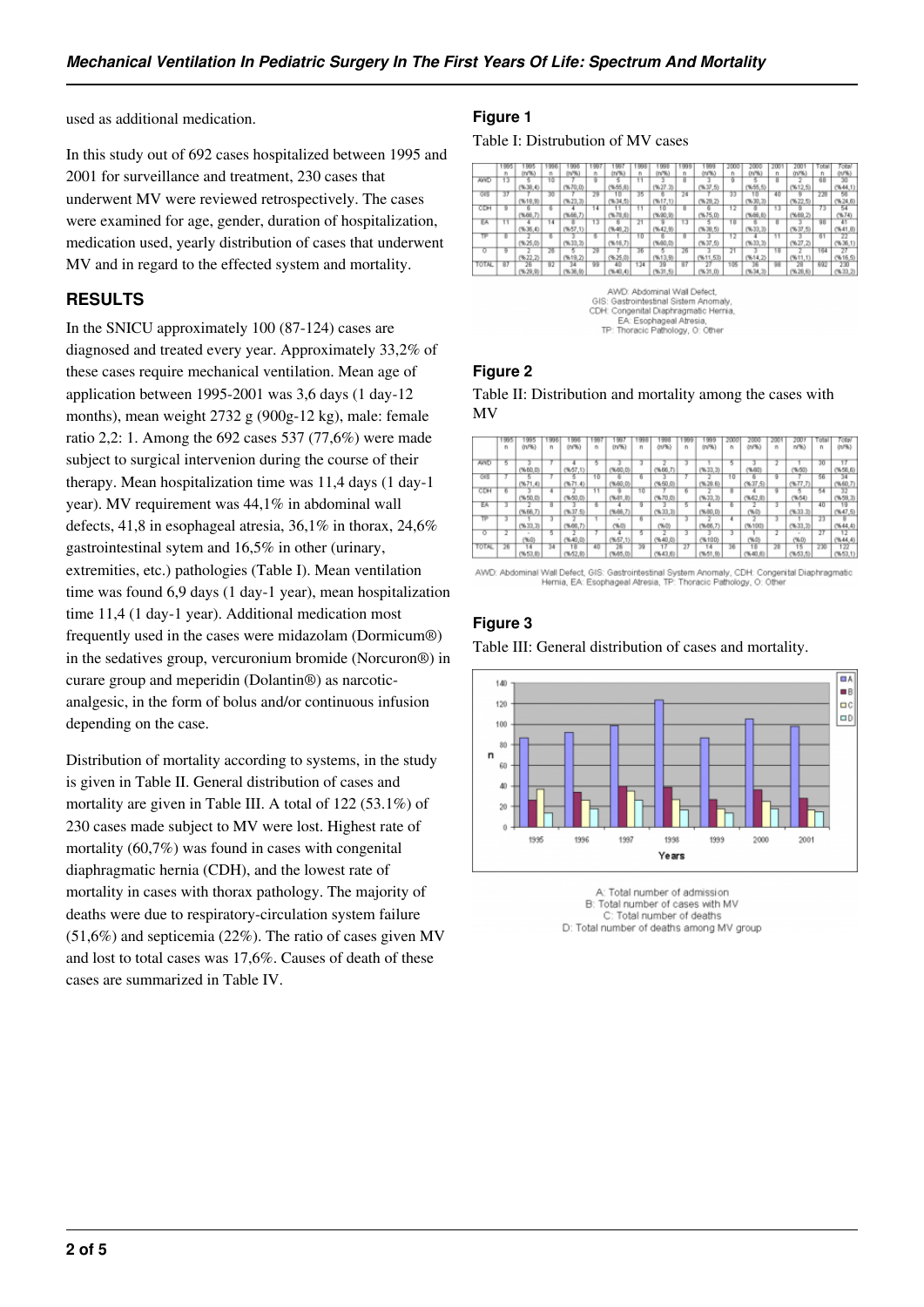used as additional medication.

In this study out of 692 cases hospitalized between 1995 and 2001 for surveillance and treatment, 230 cases that underwent MV were reviewed retrospectively. The cases were examined for age, gender, duration of hospitalization, medication used, yearly distribution of cases that underwent MV and in regard to the effected system and mortality.

## RESULTS

In the SNICU approximately 100 (87-124) cases are diagnosed and treated every year. Approximately 33,2% of these cases require mechanical ventilation. Mean age of application between 1995-2001 was 3,6 days (1 day-12 months), mean weight 2732 g (900g-12 kg), male: female ratio 2,2: 1. Among the 692 cases 537 (77,6%) were made subject to surgical intervenion during the course of their therapy. Mean hospitalization time was 11,4 days (1 day-1 year). MV requirement was 44,1% in abdominal wall defects, 41,8 in esophageal atresia, 36,1% in thorax, 24,6% gastrointestinal sytem and 16,5% in other (urinary, extremities, etc.) pathologies (Table I). Mean ventilation time was found 6,9 days (1 day-1 year), mean hospitalization time 11,4 (1 day-1 year). Additional medication most frequently used in the cases were midazolam (Dormicum®) in the sedatives group, vercuronium bromide (Norcuron®) in curare group and meperidin (Dolantin®) as narcotic-analgesic, in the form of bolus and/or continuous infusion depending on the case.

Distribution of mortality according to systems, in the study is given in Table II. General distribution of cases and mortality are given in Table III. A total of 122 (53.1%) of 230 cases made subject to MV were lost. Highest rate of mortality (60,7%) was found in cases with congenital diaphragmatic hernia (CDH), and the lowest rate of mortality in cases with thorax pathology. The majority of deaths were due to respiratory-circulation system failure (51,6%) and septicemia (22%). The ratio of cases given MV and lost to total cases was 17,6%. Causes of death of these cases are summarized in Table IV.

### Figure 1

Table I: Distrubution of MV cases

| | 1995 n | 1995 (n/%) | 1996 n | 1996 (n/%) | 1997 n | 1997 (n/%) | 1998 n | 1998 (n/%) | 1999 n | 1999 (n/%) | 2000 n | 2000 (n/%) | 2001 n | 2001 (n/%) | Total n | Total (n/%) |
|---|---|---|---|---|---|---|---|---|---|---|---|---|---|---|---|---|
| AWD | 13 | 5 (%38,4) | 10 | 7 (%70,0) | 9 | 5 (%55,6) | 11 | 3 (%27,3) | 8 | 3 (%37,5) | 9 | 5 (%55,5) | 8 | 2 (%12,5) | 68 | 30 (%44,1) |
| GIS | 37 | 7 (%18,9) | 30 | 7 (%23,3) | 29 | 10 (%34,5) | 35 | 6 (%17,1) | 24 | 7 (%29,2) | 33 | 10 (%30,3) | 40 | 9 (%22,5) | 228 | 56 (%24,6) |
| CDH | 9 | 6 (%66,7) | 6 | 4 (%66,7) | 14 | 11 (%78,6) | 11 | 10 (%90,9) | 8 | 6 (%75,0) | 12 | 8 (%66,6) | 13 | 9 (%69,2) | 73 | 54 (%74) |
| EA | 11 | 4 (%36,4) | 14 | 8 (%57,1) | 13 | 6 (%46,2) | 21 | 9 (%42,9) | 13 | 5 (%38,5) | 18 | 6 (%33,3) | 8 | 3 (%37,5) | 98 | 41 (%41,8) |
| TP | 8 | 2 (%25,0) | 6 | 2 (%33,3) | 6 | 1 (%16,7) | 10 | 6 (%60,0) | 8 | 3 (%37,5) | 12 | 4 (%33,3) | 11 | 3 (%27,2) | 61 | 22 (%36,1) |
| O | 9 | 2 (%22,2) | 26 | 5 (%19,2) | 28 | 7 (%25,0) | 36 | 5 (%13,9) | 26 | 3 (%11,53) | 21 | 3 (%14,2) | 18 | 2 (%11,1) | 164 | 27 (%16,5) |
| TOTAL | 87 | 26 (%29,9) | 92 | 34 (%36,9) | 99 | 40 (%40,4) | 124 | 39 (%31,5) | 87 | 27 (%31,0) | 105 | 36 (%34,3) | 98 | 28 (%28,6) | 692 | 230 (%33,2) |

AWD: Abdominal Wall Defect, GIS: Gastrointestinal Sistem Anomaly, CDH: Congenital Diaphragmatic Hernia, EA: Esophageal Atresia, TP: Thoracic Pathology, O: Other

### Figure 2

Table II: Distribution and mortality among the cases with MV

| | 1995 n | 1995 (n/%) | 1996 n | 1996 (n/%) | 1997 n | 1997 (n/%) | 1998 n | 1998 (n/%) | 1999 n | 1999 (n/%) | 2000 n | 2000 (n/%) | 2001 n | 2001 (n/%) | Total n | Total (n/%) |
|---|---|---|---|---|---|---|---|---|---|---|---|---|---|---|---|---|
| AWD | 5 | 3 (%60,0) | 7 | 4 (%57,1) | 5 | 3 (%60,0) | 3 | 2 (%66,7) | 3 | 1 (%33,3) | 5 | 3 (%60) | 2 | 1 (%50) | 30 | 17 (%56,6) |
| GIS | 7 | 5 (%71,4) | 7 | 5 (%71,4) | 10 | 6 (%60,0) | 6 | 3 (%50,0) | 7 | 2 (%28,6) | 10 | 6 (%37,5) | 9 | 7 (%77,7) | 56 | 34 (%60,7) |
| CDH | 6 | 3 (%50,0) | 4 | 2 (%50,0) | 11 | 9 (%81,8) | 10 | 7 (%70,0) | 6 | 2 (%33,3) | 8 | 4 (%62,8) | 9 | 5 (%54) | 54 | 32 (%59,3) |
| EA | 3 | 2 (%66,7) | 8 | 3 (%37,5) | 6 | 4 (%66,7) | 9 | 3 (%33,3) | 5 | 4 (%80,0) | 6 | 2 (%0) | 3 | 1 (%33,3) | 40 | 19 (%47,5) |
| TP | 3 | 1 (%33,3) | 3 | 2 (%66,7) | 1 | - (%0) | 6 | - (%0) | 3 | 2 (%66,7) | 4 | 2 (%100) | 3 | 1 (%33,3) | 23 | 8 (%44,4) |
| O | 2 | - (%0) | 5 | 2 (%40,0) | 7 | 4 (%57,1) | 5 | 2 (%40,0) | 3 | 3 (%100) | 3 | 1 (%0) | 2 | - (%0) | 27 | 12 (%44,4) |
| TOTAL | 26 | 14 (%53,8) | 34 | 18 (%52,8) | 40 | 26 (%65,0) | 39 | 17 (%43,6) | 27 | 14 (%51,9) | 36 | 18 (%40,6) | 28 | 15 (%53,5) | 230 | 122 (%53,1) |

AWD: Abdominal Wall Defect, GIS: Gastrointestinal System Anomaly, CDH: Congenital Diaphragmatic Hernia, EA: Esophageal Atresia, TP: Thoracic Pathology, O: Other

### Figure 3

Table III: General distribution of cases and mortality.

A: Total number of admission
B: Total number of cases with MV
C: Total number of deaths
D: Total number of deaths among MV group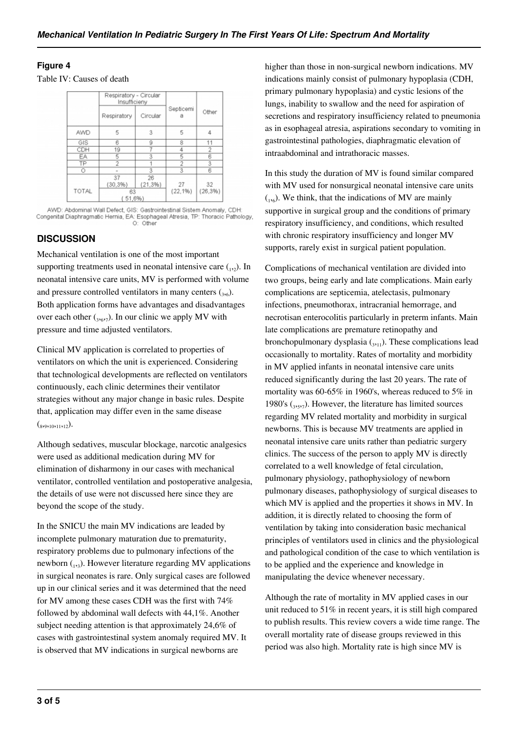**Figure 4**

Table IV: Causes of death

| | Respiratory - Circular Insufficieny | | Septicemia | Other |
|---|---|---|---|---|
| | Respiratory | Circular | | |
| AWD | 5 | 3 | 5 | 4 |
| GIS | 6 | 9 | 8 | 11 |
| CDH | 19 | 7 | 4 | 2 |
| EA | 5 | 3 | 5 | 6 |
| TP | 2 | 1 | 2 | 3 |
| O | - | 3 | 3 | 6 |
| TOTAL | 37 (30,3%) | 26 (21,3%) | 27 (22,1%) | 32 (26,3%) |
| | 63 (51,6%) | | | |

AWD: Abdominal Wall Defect, GIS: Gastrointestinal Sistem Anomaly, CDH: Congenital Diaphragmatic Hernia, EA: Esophageal Atresia, TP: Thoracic Pathology, O: Other

## DISCUSSION

Mechanical ventilation is one of the most important supporting treatments used in neonatal intensive care [1,2]. In neonatal intensive care units, MV is performed with volume and pressure controlled ventilators in many centers [3,6]. Both application forms have advantages and disadvantages over each other [3,6,7]. In our clinic we apply MV with pressure and time adjusted ventilators.

Clinical MV application is correlated to properties of ventilators on which the unit is experienced. Considering that technological developments are reflected on ventilators continuously, each clinic determines their ventilator strategies without any major change in basic rules. Despite that, application may differ even in the same disease [8,9,10,11,12].

Although sedatives, muscular blockage, narcotic analgesics were used as additional medication during MV for elimination of disharmony in our cases with mechanical ventilator, controlled ventilation and postoperative analgesia, the details of use were not discussed here since they are beyond the scope of the study.

In the SNICU the main MV indications are leaded by incomplete pulmonary maturation due to prematurity, respiratory problems due to pulmonary infections of the newborn [1,3]. However literature regarding MV applications in surgical neonates is rare. Only surgical cases are followed up in our clinical series and it was determined that the need for MV among these cases CDH was the first with 74% followed by abdominal wall defects with 44,1%. Another subject needing attention is that approximately 24,6% of cases with gastrointestinal system anomaly required MV. It is observed that MV indications in surgical newborns are higher than those in non-surgical newborn indications. MV indications mainly consist of pulmonary hypoplasia (CDH, primary pulmonary hypoplasia) and cystic lesions of the lungs, inability to swallow and the need for aspiration of secretions and respiratory insufficiency related to pneumonia as in esophageal atresia, aspirations secondary to vomiting in gastrointestinal pathologies, diaphragmatic elevation of intraabdominal and intrathoracic masses.

In this study the duration of MV is found similar compared with MV used for nonsurgical neonatal intensive care units [1,6]. We think, that the indications of MV are mainly supportive in surgical group and the conditions of primary respiratory insufficiency, and conditions, which resulted with chronic respiratory insufficiency and longer MV supports, rarely exist in surgical patient population.

Complications of mechanical ventilation are divided into two groups, being early and late complications. Main early complications are septicemia, atelectasis, pulmonary infections, pneumothorax, intracranial hemorrage, and necrotisan enterocolitis particularly in preterm infants. Main late complications are premature retinopathy and bronchopulmonary dysplasia [3,11]. These complications lead occasionally to mortality. Rates of mortality and morbidity in MV applied infants in neonatal intensive care units reduced significantly during the last 20 years. The rate of mortality was 60-65% in 1960's, whereas reduced to 5% in 1980's [3,5,7]. However, the literature has limited sources regarding MV related mortality and morbidity in surgical newborns. This is because MV treatments are applied in neonatal intensive care units rather than pediatric surgery clinics. The success of the person to apply MV is directly correlated to a well knowledge of fetal circulation, pulmonary physiology, pathophysiology of newborn pulmonary diseases, pathophysiology of surgical diseases to which MV is applied and the properties it shows in MV. In addition, it is directly related to choosing the form of ventilation by taking into consideration basic mechanical principles of ventilators used in clinics and the physiological and pathological condition of the case to which ventilation is to be applied and the experience and knowledge in manipulating the device whenever necessary.

Although the rate of mortality in MV applied cases in our unit reduced to 51% in recent years, it is still high compared to publish results. This review covers a wide time range. The overall mortality rate of disease groups reviewed in this period was also high. Mortality rate is high since MV is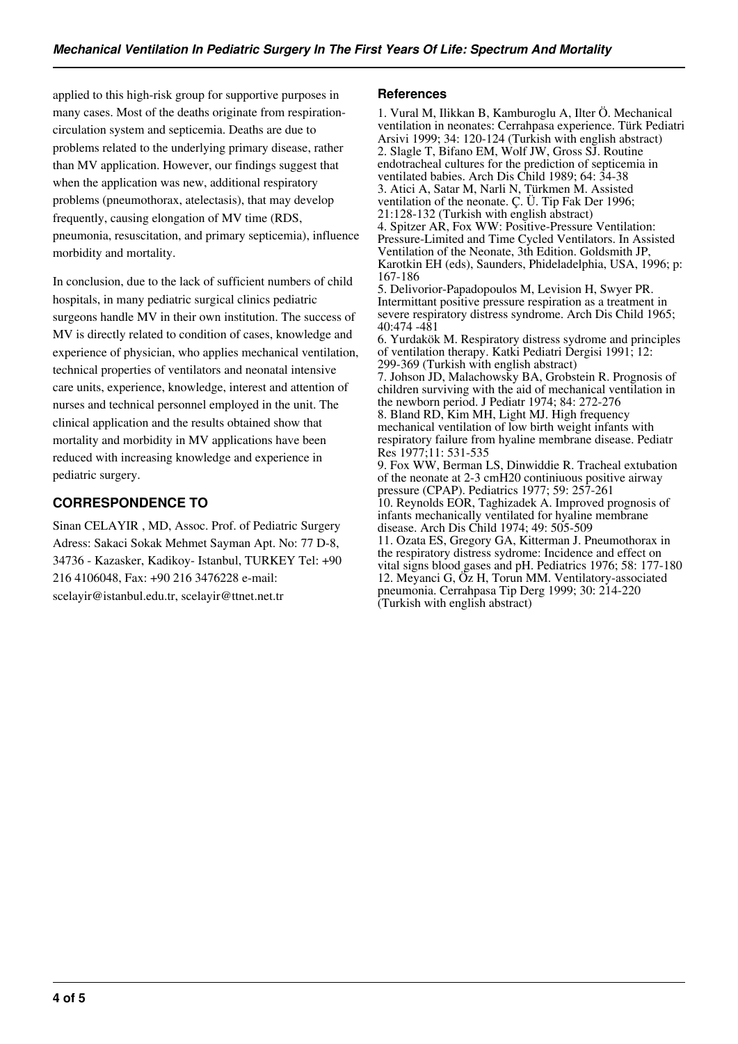applied to this high-risk group for supportive purposes in many cases. Most of the deaths originate from respiration-circulation system and septicemia. Deaths are due to problems related to the underlying primary disease, rather than MV application. However, our findings suggest that when the application was new, additional respiratory problems (pneumothorax, atelectasis), that may develop frequently, causing elongation of MV time (RDS, pneumonia, resuscitation, and primary septicemia), influence morbidity and mortality.

In conclusion, due to the lack of sufficient numbers of child hospitals, in many pediatric surgical clinics pediatric surgeons handle MV in their own institution. The success of MV is directly related to condition of cases, knowledge and experience of physician, who applies mechanical ventilation, technical properties of ventilators and neonatal intensive care units, experience, knowledge, interest and attention of nurses and technical personnel employed in the unit. The clinical application and the results obtained show that mortality and morbidity in MV applications have been reduced with increasing knowledge and experience in pediatric surgery.

## CORRESPONDENCE TO

Sinan CELAYIR , MD, Assoc. Prof. of Pediatric Surgery Adress: Sakaci Sokak Mehmet Sayman Apt. No: 77 D-8, 34736 - Kazasker, Kadikoy- Istanbul, TURKEY Tel: +90 216 4106048, Fax: +90 216 3476228 e-mail: scelayir@istanbul.edu.tr, scelayir@ttnet.net.tr

## References

1. Vural M, Ilikkan B, Kamburoglu A, Ilter Ö. Mechanical ventilation in neonates: Cerrahpasa experience. Türk Pediatri Arsivi 1999; 34: 120-124 (Turkish with english abstract)
2. Slagle T, Bifano EM, Wolf JW, Gross SJ. Routine endotracheal cultures for the prediction of septicemia in ventilated babies. Arch Dis Child 1989; 64: 34-38
3. Atici A, Satar M, Narli N, Türkmen M. Assisted ventilation of the neonate. Ç. Ü. Tip Fak Der 1996; 21:128-132 (Turkish with english abstract)
4. Spitzer AR, Fox WW: Positive-Pressure Ventilation: Pressure-Limited and Time Cycled Ventilators. In Assisted Ventilation of the Neonate, 3th Edition. Goldsmith JP, Karotkin EH (eds), Saunders, Phideladelphia, USA, 1996; p: 167-186
5. Delivorior-Papadopoulos M, Levision H, Swyer PR. Intermittant positive pressure respiration as a treatment in severe respiratory distress syndrome. Arch Dis Child 1965; 40:474 -481
6. Yurdakök M. Respiratory distress sydrome and principles of ventilation therapy. Katki Pediatri Dergisi 1991; 12: 299-369 (Turkish with english abstract)
7. Johson JD, Malachowsky BA, Grobstein R. Prognosis of children surviving with the aid of mechanical ventilation in the newborn period. J Pediatr 1974; 84: 272-276
8. Bland RD, Kim MH, Light MJ. High frequency mechanical ventilation of low birth weight infants with respiratory failure from hyaline membrane disease. Pediatr Res 1977;11: 531-535
9. Fox WW, Berman LS, Dinwiddie R. Tracheal extubation of the neonate at 2-3 cmH20 continiuous positive airway pressure (CPAP). Pediatrics 1977; 59: 257-261
10. Reynolds EOR, Taghizadek A. Improved prognosis of infants mechanically ventilated for hyaline membrane disease. Arch Dis Child 1974; 49: 505-509
11. Ozata ES, Gregory GA, Kitterman J. Pneumothorax in the respiratory distress sydrome: Incidence and effect on vital signs blood gases and pH. Pediatrics 1976; 58: 177-180
12. Meyanci G, Öz H, Torun MM. Ventilatory-associated pneumonia. Cerrahpasa Tip Derg 1999; 30: 214-220 (Turkish with english abstract)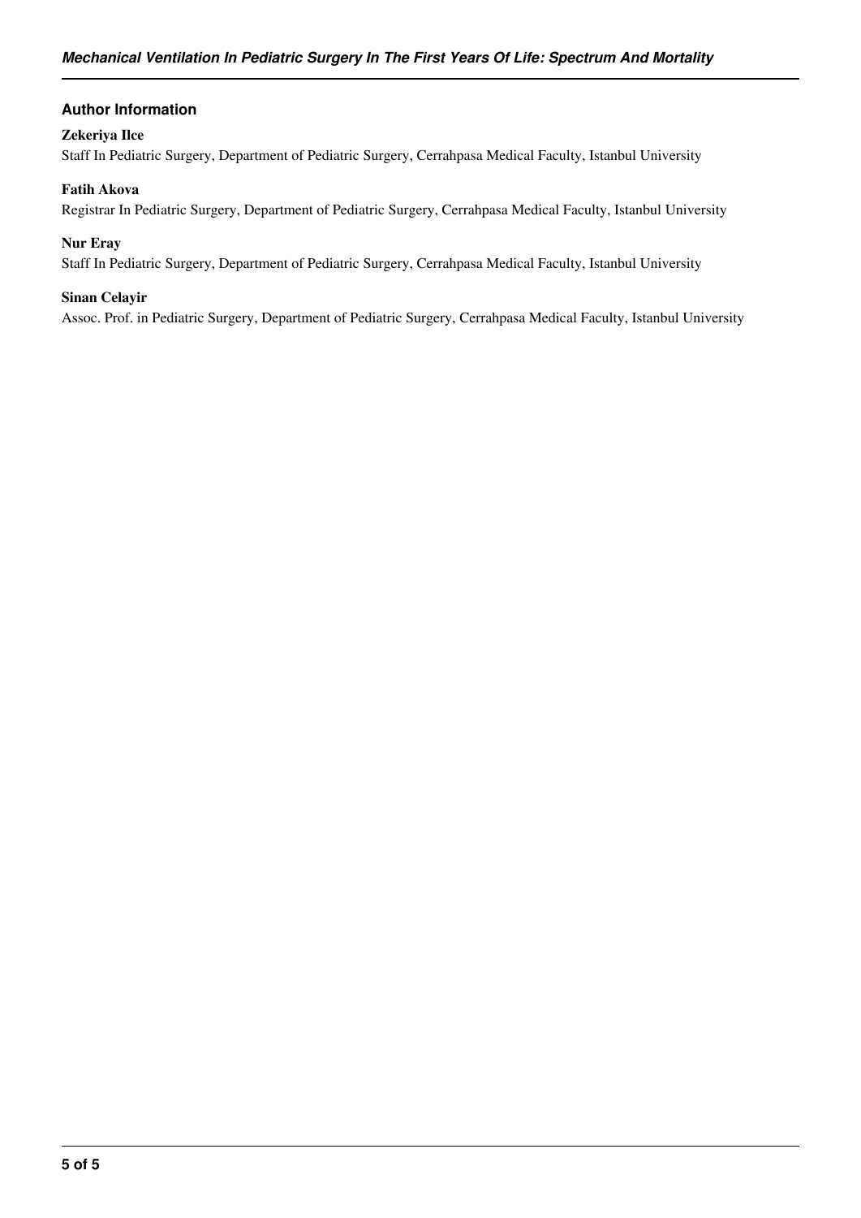## Author Information

**Zekeriya Ilce**
Staff In Pediatric Surgery, Department of Pediatric Surgery, Cerrahpasa Medical Faculty, Istanbul University

**Fatih Akova**
Registrar In Pediatric Surgery, Department of Pediatric Surgery, Cerrahpasa Medical Faculty, Istanbul University

**Nur Eray**
Staff In Pediatric Surgery, Department of Pediatric Surgery, Cerrahpasa Medical Faculty, Istanbul University

**Sinan Celayir**
Assoc. Prof. in Pediatric Surgery, Department of Pediatric Surgery, Cerrahpasa Medical Faculty, Istanbul University